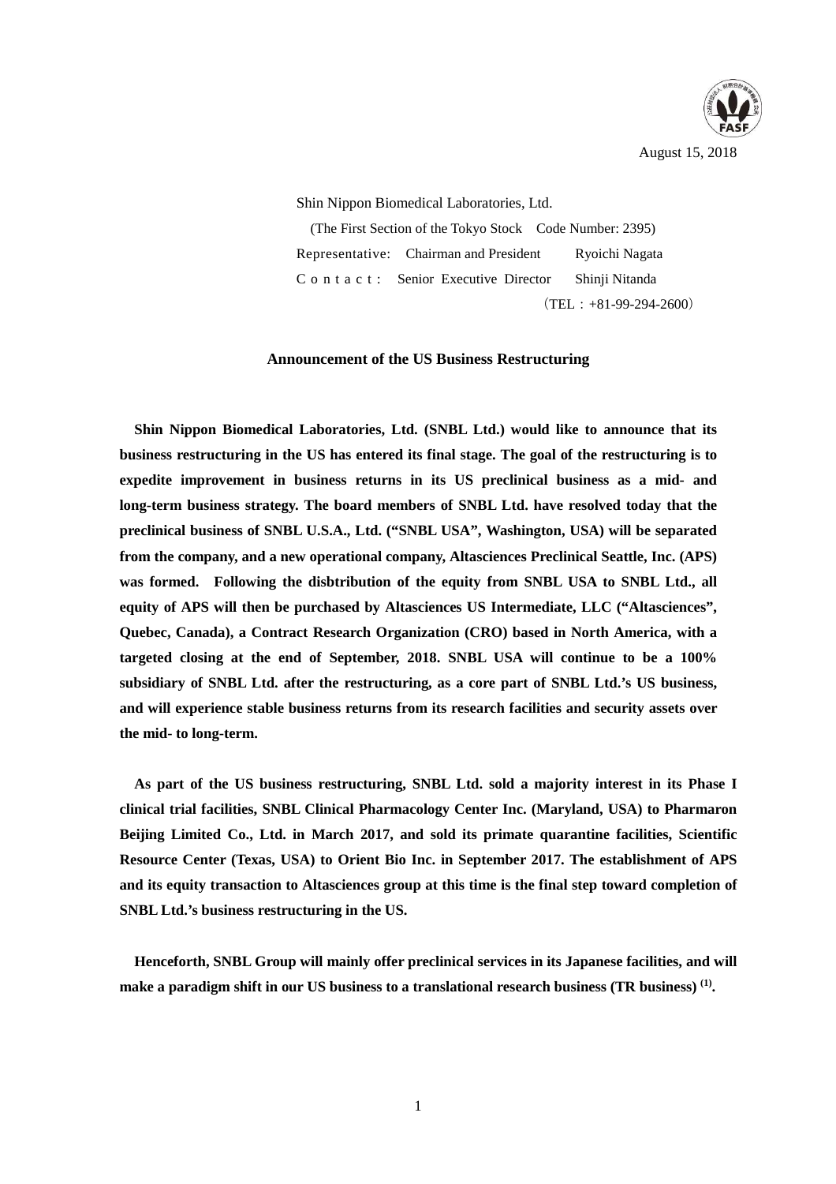August 15, 2018

Shin Nippon Biomedical Laboratories, Ltd.
(The First Section of the Tokyo Stock Code Number: 2395)
Representative: Chairman and President Ryoichi Nagata
Contact: Senior Executive Director Shinji Nitanda
(TEL：+81-99-294-2600)

**Announcement of the US Business Restructuring**

**Shin Nippon Biomedical Laboratories, Ltd. (SNBL Ltd.) would like to announce that its business restructuring in the US has entered its final stage. The goal of the restructuring is to expedite improvement in business returns in its US preclinical business as a mid- and long-term business strategy. The board members of SNBL Ltd. have resolved today that the preclinical business of SNBL U.S.A., Ltd. ("SNBL USA", Washington, USA) will be separated from the company, and a new operational company, Altasciences Preclinical Seattle, Inc. (APS) was formed. Following the disbtribution of the equity from SNBL USA to SNBL Ltd., all equity of APS will then be purchased by Altasciences US Intermediate, LLC ("Altasciences", Quebec, Canada), a Contract Research Organization (CRO) based in North America, with a targeted closing at the end of September, 2018. SNBL USA will continue to be a 100% subsidiary of SNBL Ltd. after the restructuring, as a core part of SNBL Ltd.'s US business, and will experience stable business returns from its research facilities and security assets over the mid- to long-term.**

**As part of the US business restructuring, SNBL Ltd. sold a majority interest in its Phase I clinical trial facilities, SNBL Clinical Pharmacology Center Inc. (Maryland, USA) to Pharmaron Beijing Limited Co., Ltd. in March 2017, and sold its primate quarantine facilities, Scientific Resource Center (Texas, USA) to Orient Bio Inc. in September 2017. The establishment of APS and its equity transaction to Altasciences group at this time is the final step toward completion of SNBL Ltd.'s business restructuring in the US.**

**Henceforth, SNBL Group will mainly offer preclinical services in its Japanese facilities, and will make a paradigm shift in our US business to a translational research business (TR business) (1).**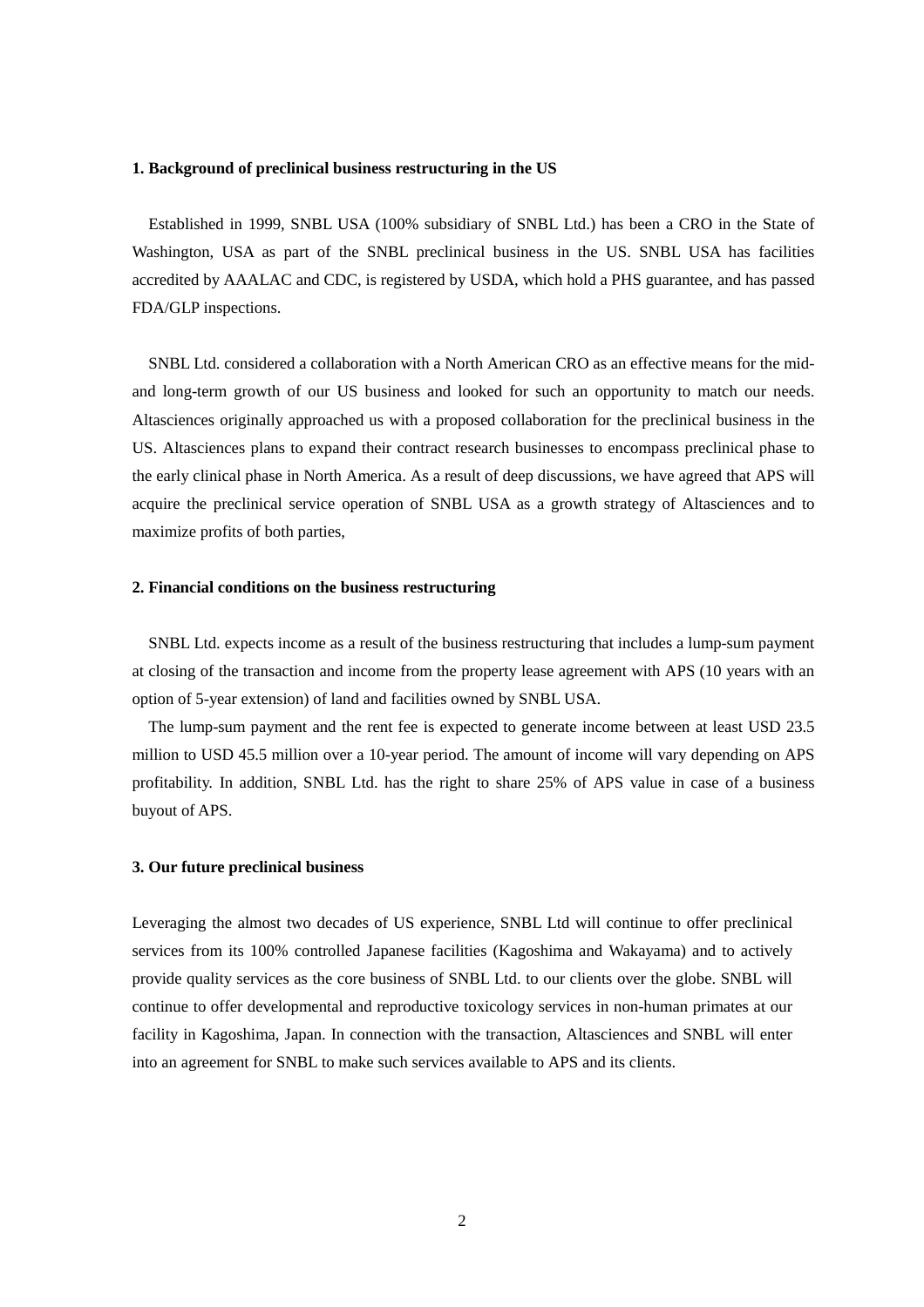**1. Background of preclinical business restructuring in the US**

Established in 1999, SNBL USA (100% subsidiary of SNBL Ltd.) has been a CRO in the State of Washington, USA as part of the SNBL preclinical business in the US. SNBL USA has facilities accredited by AAALAC and CDC, is registered by USDA, which hold a PHS guarantee, and has passed FDA/GLP inspections.

SNBL Ltd. considered a collaboration with a North American CRO as an effective means for the mid- and long-term growth of our US business and looked for such an opportunity to match our needs. Altasciences originally approached us with a proposed collaboration for the preclinical business in the US. Altasciences plans to expand their contract research businesses to encompass preclinical phase to the early clinical phase in North America. As a result of deep discussions, we have agreed that APS will acquire the preclinical service operation of SNBL USA as a growth strategy of Altasciences and to maximize profits of both parties,

**2. Financial conditions on the business restructuring**

SNBL Ltd. expects income as a result of the business restructuring that includes a lump-sum payment at closing of the transaction and income from the property lease agreement with APS (10 years with an option of 5-year extension) of land and facilities owned by SNBL USA.

The lump-sum payment and the rent fee is expected to generate income between at least USD 23.5 million to USD 45.5 million over a 10-year period. The amount of income will vary depending on APS profitability. In addition, SNBL Ltd. has the right to share 25% of APS value in case of a business buyout of APS.

**3. Our future preclinical business**

Leveraging the almost two decades of US experience, SNBL Ltd will continue to offer preclinical services from its 100% controlled Japanese facilities (Kagoshima and Wakayama) and to actively provide quality services as the core business of SNBL Ltd. to our clients over the globe. SNBL will continue to offer developmental and reproductive toxicology services in non-human primates at our facility in Kagoshima, Japan. In connection with the transaction, Altasciences and SNBL will enter into an agreement for SNBL to make such services available to APS and its clients.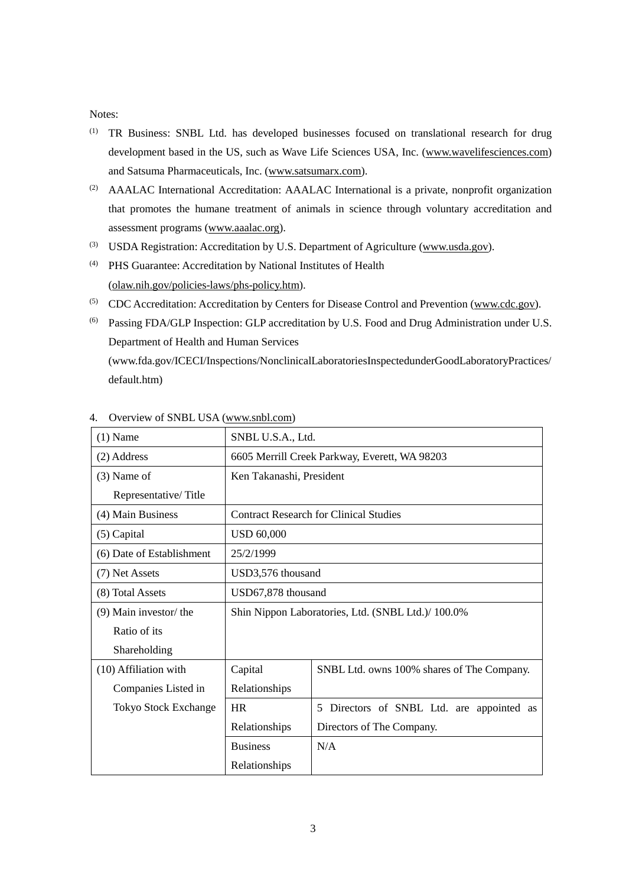Notes:

(1) TR Business: SNBL Ltd. has developed businesses focused on translational research for drug development based in the US, such as Wave Life Sciences USA, Inc. (www.wavelifesciences.com) and Satsuma Pharmaceuticals, Inc. (www.satsumarx.com).

(2) AAALAC International Accreditation: AAALAC International is a private, nonprofit organization that promotes the humane treatment of animals in science through voluntary accreditation and assessment programs (www.aaalac.org).

(3) USDA Registration: Accreditation by U.S. Department of Agriculture (www.usda.gov).

(4) PHS Guarantee: Accreditation by National Institutes of Health (olaw.nih.gov/policies-laws/phs-policy.htm).

(5) CDC Accreditation: Accreditation by Centers for Disease Control and Prevention (www.cdc.gov).

(6) Passing FDA/GLP Inspection: GLP accreditation by U.S. Food and Drug Administration under U.S. Department of Health and Human Services (www.fda.gov/ICECI/Inspections/NonclinicalLaboratoriesInspectedunderGoodLaboratoryPractices/default.htm)

4. Overview of SNBL USA (www.snbl.com)

| | | |
|---|---|---|
| (1) Name | SNBL U.S.A., Ltd. | |
| (2) Address | 6605 Merrill Creek Parkway, Everett, WA 98203 | |
| (3) Name of Representative/ Title | Ken Takanashi, President | |
| (4) Main Business | Contract Research for Clinical Studies | |
| (5) Capital | USD 60,000 | |
| (6) Date of Establishment | 25/2/1999 | |
| (7) Net Assets | USD3,576 thousand | |
| (8) Total Assets | USD67,878 thousand | |
| (9) Main investor/ the Ratio of its Shareholding | Shin Nippon Laboratories, Ltd. (SNBL Ltd.)/ 100.0% | |
| (10) Affiliation with Companies Listed in Tokyo Stock Exchange | Capital Relationships | SNBL Ltd. owns 100% shares of The Company. |
| | HR Relationships | 5 Directors of SNBL Ltd. are appointed as Directors of The Company. |
| | Business Relationships | N/A |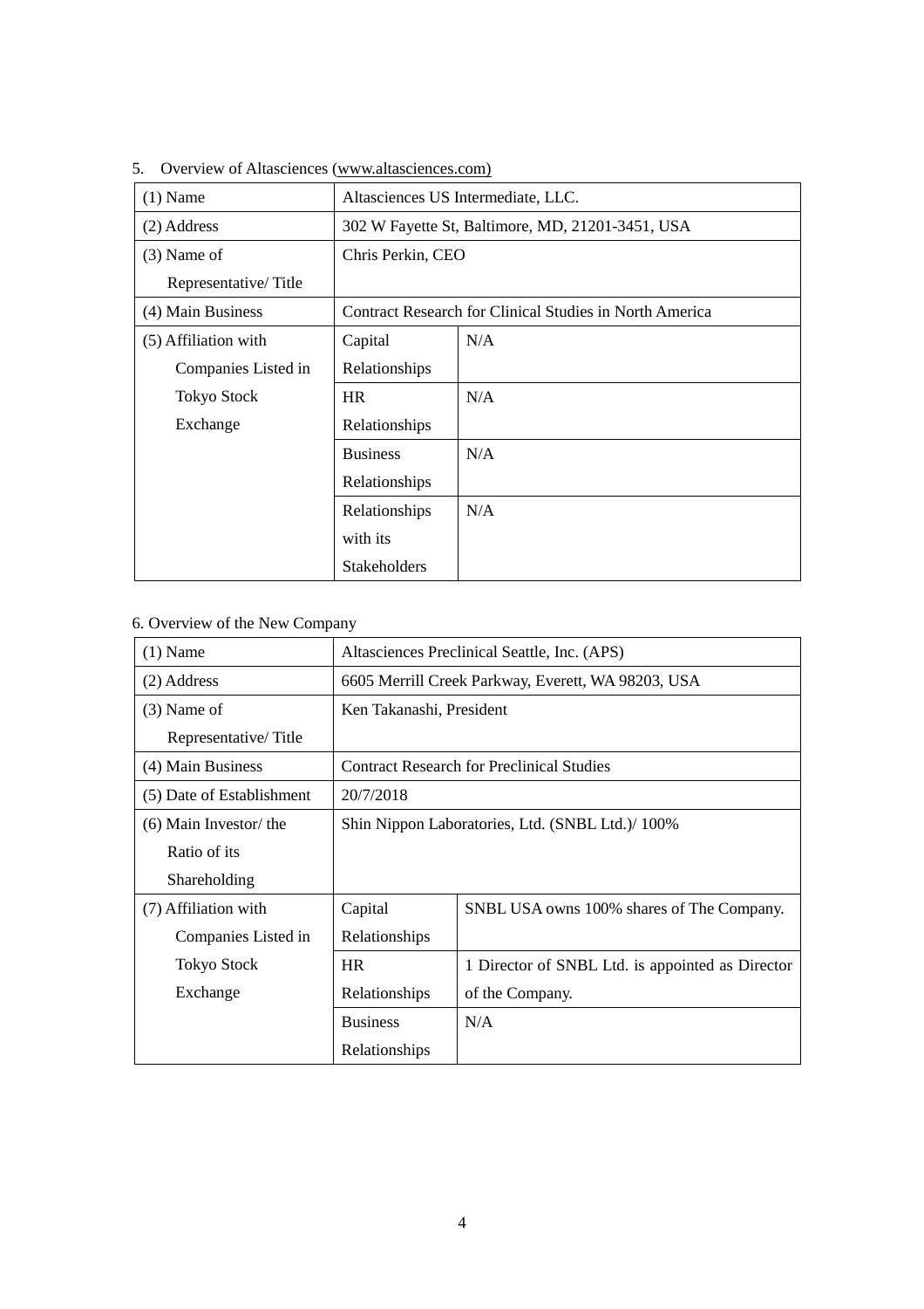5. Overview of Altasciences (www.altasciences.com)

| (1) Name | Altasciences US Intermediate, LLC. | |
|---|---|---|
| (2) Address | 302 W Fayette St, Baltimore, MD, 21201-3451, USA | |
| (3) Name of Representative/ Title | Chris Perkin, CEO | |
| (4) Main Business | Contract Research for Clinical Studies in North America | |
| (5) Affiliation with Companies Listed in Tokyo Stock Exchange | Capital Relationships | N/A |
| | HR Relationships | N/A |
| | Business Relationships | N/A |
| | Relationships with its Stakeholders | N/A |

6. Overview of the New Company

| (1) Name | Altasciences Preclinical Seattle, Inc. (APS) | |
|---|---|---|
| (2) Address | 6605 Merrill Creek Parkway, Everett, WA 98203, USA | |
| (3) Name of Representative/ Title | Ken Takanashi, President | |
| (4) Main Business | Contract Research for Preclinical Studies | |
| (5) Date of Establishment | 20/7/2018 | |
| (6) Main Investor/ the Ratio of its Shareholding | Shin Nippon Laboratories, Ltd. (SNBL Ltd.)/ 100% | |
| (7) Affiliation with Companies Listed in Tokyo Stock Exchange | Capital Relationships | SNBL USA owns 100% shares of The Company. |
| | HR Relationships | 1 Director of SNBL Ltd. is appointed as Director of the Company. |
| | Business Relationships | N/A |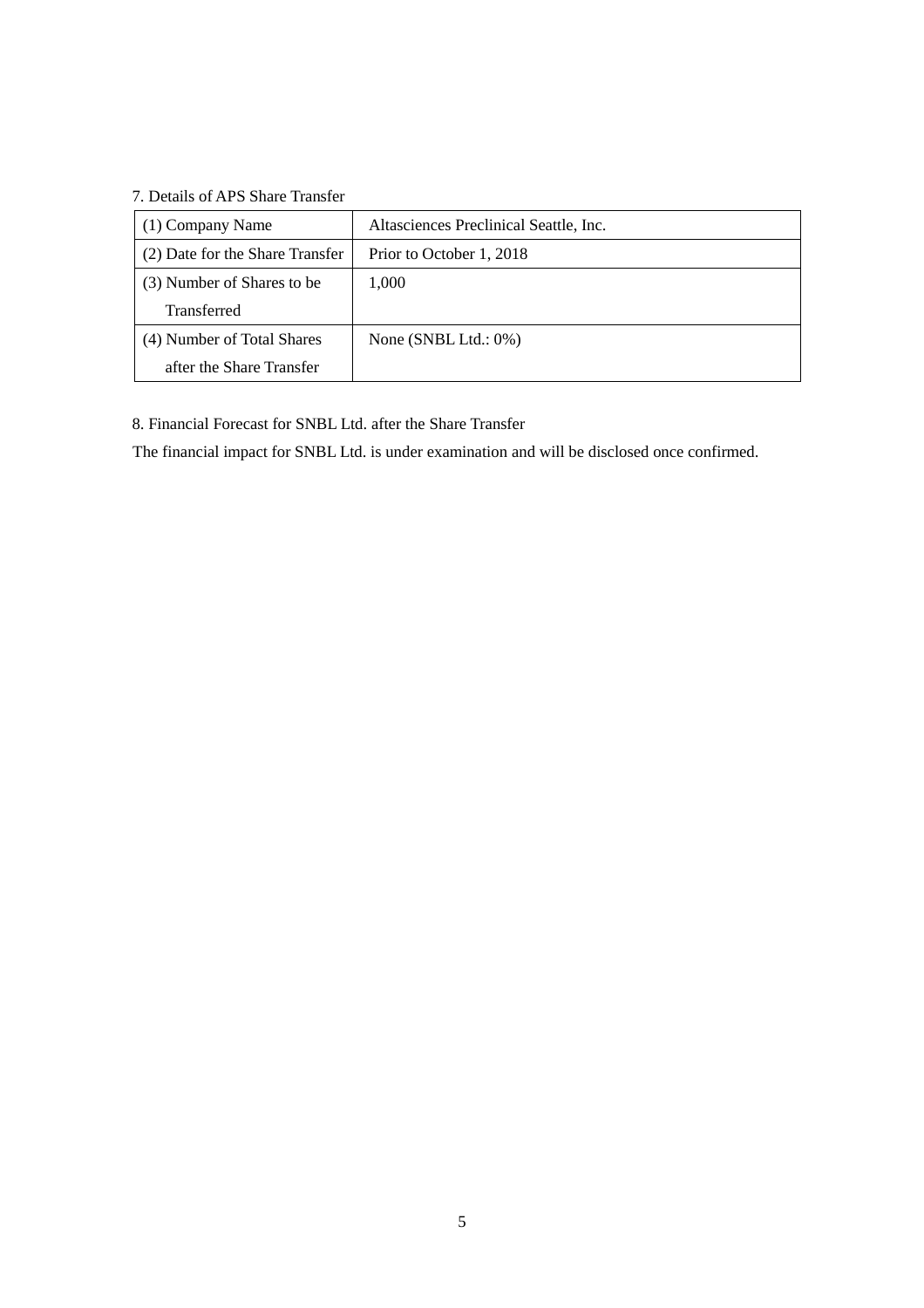7. Details of APS Share Transfer

| | |
|---|---|
| (1) Company Name | Altasciences Preclinical Seattle, Inc. |
| (2) Date for the Share Transfer | Prior to October 1, 2018 |
| (3) Number of Shares to be Transferred | 1,000 |
| (4) Number of Total Shares after the Share Transfer | None (SNBL Ltd.: 0%) |

8. Financial Forecast for SNBL Ltd. after the Share Transfer

The financial impact for SNBL Ltd. is under examination and will be disclosed once confirmed.